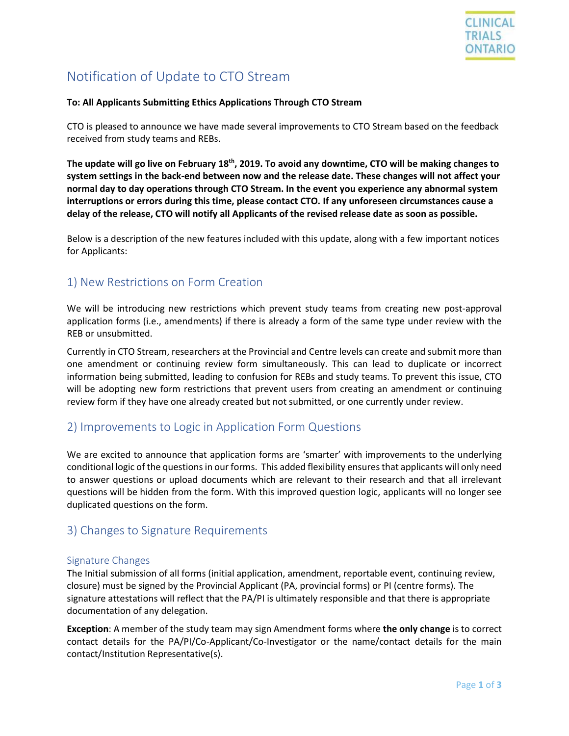# Notification of Update to CTO Stream

**To: All Applicants Submitting Ethics Applications Through CTO Stream**

CTO is pleased to announce we have made several improvements to CTO Stream based on the feedback received from study teams and REBs.

**The update will go live on February 18th, 2019. To avoid any downtime, CTO will be making changes to system settings in the back-end between now and the release date. These changes will not affect your normal day to day operations through CTO Stream. In the event you experience any abnormal system interruptions or errors during this time, please contact CTO. If any unforeseen circumstances cause a delay of the release, CTO will notify all Applicants of the revised release date as soon as possible.**

Below is a description of the new features included with this update, along with a few important notices for Applicants:

## 1) New Restrictions on Form Creation

We will be introducing new restrictions which prevent study teams from creating new post-approval application forms (i.e., amendments) if there is already a form of the same type under review with the REB or unsubmitted.

Currently in CTO Stream, researchers at the Provincial and Centre levels can create and submit more than one amendment or continuing review form simultaneously. This can lead to duplicate or incorrect information being submitted, leading to confusion for REBs and study teams. To prevent this issue, CTO will be adopting new form restrictions that prevent users from creating an amendment or continuing review form if they have one already created but not submitted, or one currently under review.

## 2) Improvements to Logic in Application Form Questions

We are excited to announce that application forms are 'smarter' with improvements to the underlying conditional logic of the questions in our forms. This added flexibility ensures that applicants will only need to answer questions or upload documents which are relevant to their research and that all irrelevant questions will be hidden from the form. With this improved question logic, applicants will no longer see duplicated questions on the form.

## 3) Changes to Signature Requirements

### Signature Changes

The Initial submission of all forms (initial application, amendment, reportable event, continuing review, closure) must be signed by the Provincial Applicant (PA, provincial forms) or PI (centre forms). The signature attestations will reflect that the PA/PI is ultimately responsible and that there is appropriate documentation of any delegation.

**Exception**: A member of the study team may sign Amendment forms where **the only change** is to correct contact details for the PA/PI/Co-Applicant/Co-Investigator or the name/contact details for the main contact/Institution Representative(s).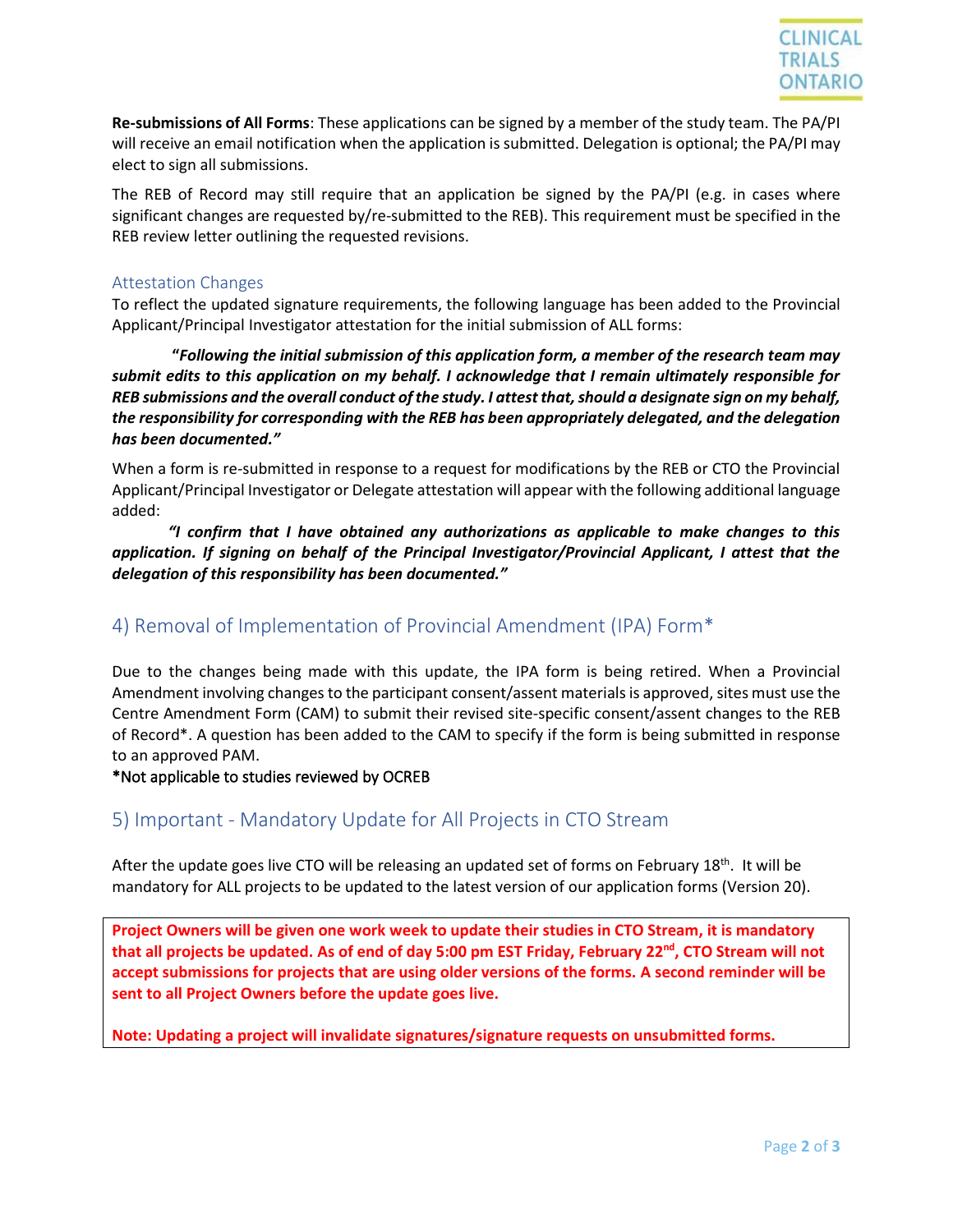**Re-submissions of All Forms**: These applications can be signed by a member of the study team. The PA/PI will receive an email notification when the application is submitted. Delegation is optional; the PA/PI may elect to sign all submissions.

The REB of Record may still require that an application be signed by the PA/PI (e.g. in cases where significant changes are requested by/re-submitted to the REB). This requirement must be specified in the REB review letter outlining the requested revisions.

### Attestation Changes

To reflect the updated signature requirements, the following language has been added to the Provincial Applicant/Principal Investigator attestation for the initial submission of ALL forms:

> ***"Following the initial submission of this application form, a member of the research team may submit edits to this application on my behalf. I acknowledge that I remain ultimately responsible for REB submissions and the overall conduct of the study. I attest that, should a designate sign on my behalf, the responsibility for corresponding with the REB has been appropriately delegated, and the delegation has been documented."***

When a form is re-submitted in response to a request for modifications by the REB or CTO the Provincial Applicant/Principal Investigator or Delegate attestation will appear with the following additional language added:

> ***"I confirm that I have obtained any authorizations as applicable to make changes to this application. If signing on behalf of the Principal Investigator/Provincial Applicant, I attest that the delegation of this responsibility has been documented."***

## 4) Removal of Implementation of Provincial Amendment (IPA) Form*

Due to the changes being made with this update, the IPA form is being retired. When a Provincial Amendment involving changes to the participant consent/assent materials is approved, sites must use the Centre Amendment Form (CAM) to submit their revised site-specific consent/assent changes to the REB of Record*. A question has been added to the CAM to specify if the form is being submitted in response to an approved PAM.

*Not applicable to studies reviewed by OCREB

## 5) Important - Mandatory Update for All Projects in CTO Stream

After the update goes live CTO will be releasing an updated set of forms on February 18th. It will be mandatory for ALL projects to be updated to the latest version of our application forms (Version 20).

**Project Owners will be given one work week to update their studies in CTO Stream, it is mandatory that all projects be updated. As of end of day 5:00 pm EST Friday, February 22nd, CTO Stream will not accept submissions for projects that are using older versions of the forms. A second reminder will be sent to all Project Owners before the update goes live.**

**Note: Updating a project will invalidate signatures/signature requests on unsubmitted forms.**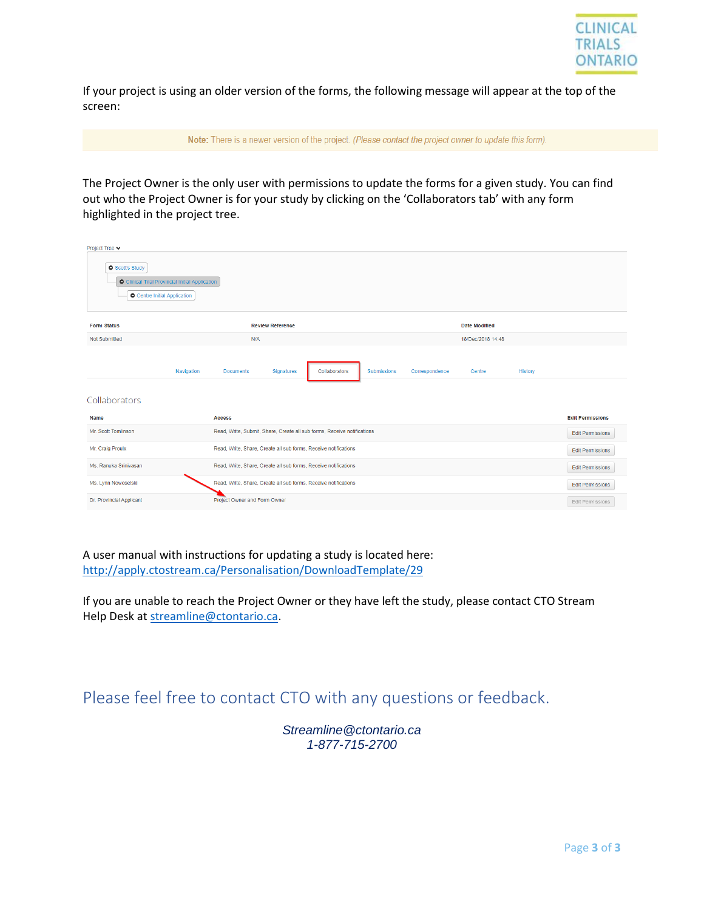If your project is using an older version of the forms, the following message will appear at the top of the screen:

**Note:** There is a newer version of the project. *(Please contact the project owner to update this form)*

The Project Owner is the only user with permissions to update the forms for a given study. You can find out who the Project Owner is for your study by clicking on the 'Collaborators tab' with any form highlighted in the project tree.

Project Tree

- Scott's Study
  - Clinical Trial Provincial Initial Application
    - Centre Initial Application

| Form Status | Review Reference | Date Modified |
|---|---|---|
| Not Submitted | N/A | 16/Dec/2016 14:48 |

Navigation | Documents | Signatures | Collaborators | Submissions | Correspondence | Centre | History

Collaborators

| Name | Access | Edit Permissions |
|---|---|---|
| Mr. Scott Tomlinson | Read, Write, Submit, Share, Create all sub forms, Receive notifications | Edit Permissions |
| Mr. Craig Proulx | Read, Write, Share, Create all sub forms, Receive notifications | Edit Permissions |
| Ms. Ranuka Srinivasan | Read, Write, Share, Create all sub forms, Receive notifications | Edit Permissions |
| Ms. Lynn Nowoselski | Read, Write, Share, Create all sub forms, Receive notifications | Edit Permissions |
| Dr. Provincial Applicant | Project Owner and Form Owner | Edit Permissions |

A user manual with instructions for updating a study is located here: http://apply.ctostream.ca/Personalisation/DownloadTemplate/29

If you are unable to reach the Project Owner or they have left the study, please contact CTO Stream Help Desk at streamline@ctontario.ca.

## Please feel free to contact CTO with any questions or feedback.

*Streamline@ctontario.ca*
*1-877-715-2700*